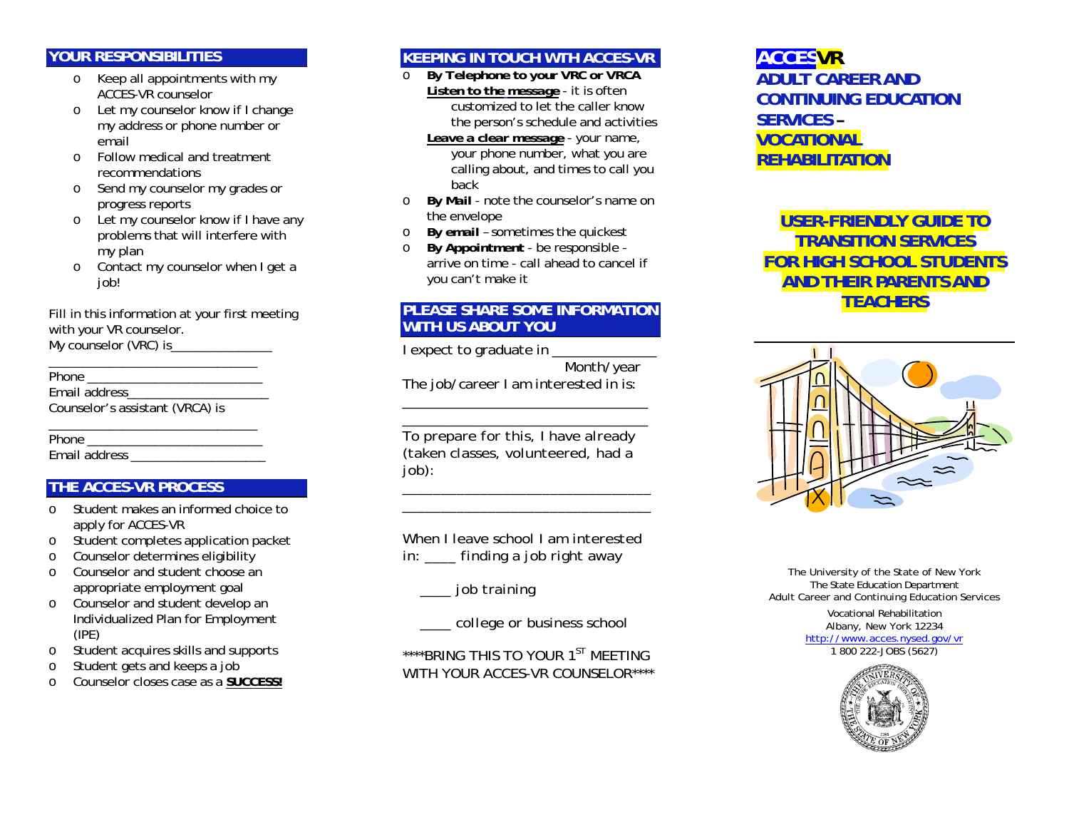## YOUR RESPONSIBILITIES

- Keep all appointments with my ACCES-VR counselor
- Let my counselor know if I change my address or phone number or email
- Follow medical and treatment recommendations
- Send my counselor my grades or progress reports
- Let my counselor know if I have any problems that will interfere with my plan
- Contact my counselor when I get a job!

Fill in this information at your first meeting with your VR counselor.

My counselor (VRC) is_______________

______________________________

Phone ___________________________

Email address_____________________

Counselor's assistant (VRCA) is

______________________________

Phone ___________________________

Email address ____________________

## THE ACCES-VR PROCESS

- Student makes an informed choice to apply for ACCES-VR
- Student completes application packet
- Counselor determines eligibility
- Counselor and student choose an appropriate employment goal
- Counselor and student develop an Individualized Plan for Employment (IPE)
- Student acquires skills and supports
- Student gets and keeps a job
- Counselor closes case as a **SUCCESS!**

## KEEPING IN TOUCH WITH ACCES-VR

- **By Telephone to your VRC or VRCA**
  - **Listen to the message** - it is often customized to let the caller know the person's schedule and activities
  - **Leave a clear message** - your name, your phone number, what you are calling about, and times to call you back
- **By Mail** - note the counselor's name on the envelope
- **By email** – sometimes the quickest
- **By Appointment** - be responsible - arrive on time - call ahead to cancel if you can't make it

## PLEASE SHARE SOME INFORMATION WITH US ABOUT YOU

I expect to graduate in ______________
Month/year

The job/career I am interested in is:

__________________________________

__________________________________

To prepare for this, I have already (taken classes, volunteered, had a job):

__________________________________

__________________________________

When I leave school I am interested in: ____ finding a job right away

____ job training

____ college or business school

\*\*\*\*BRING THIS TO YOUR 1ST MEETING WITH YOUR ACCES-VR COUNSELOR\*\*\*\*

# ACCES-VR
## ADULT CAREER AND CONTINUING EDUCATION SERVICES – VOCATIONAL REHABILITATION

## USER-FRIENDLY GUIDE TO TRANSITION SERVICES FOR HIGH SCHOOL STUDENTS AND THEIR PARENTS AND TEACHERS

The University of the State of New York
The State Education Department
Adult Career and Continuing Education Services
Vocational Rehabilitation
Albany, New York 12234
http://www.acces.nysed.gov/vr
1 800 222-JOBS (5627)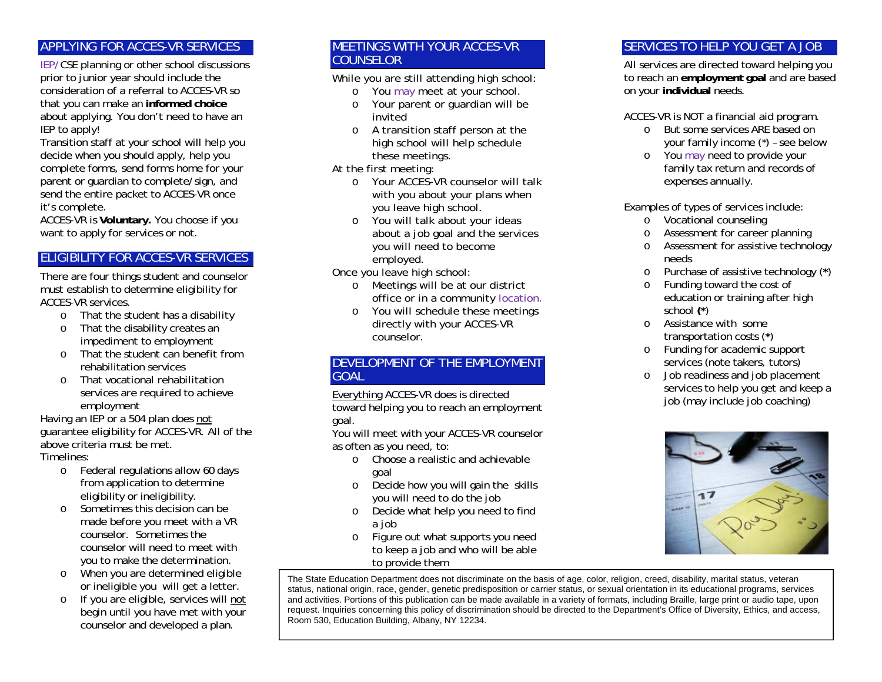## APPLYING FOR ACCES-VR SERVICES

IEP/CSE planning or other school discussions prior to junior year should include the consideration of a referral to ACCES-VR so that you can make an **informed choice** about applying. You don't need to have an IEP to apply!

Transition staff at your school will help you decide when you should apply, help you complete forms, send forms home for your parent or guardian to complete/sign, and send the entire packet to ACCES-VR once it's complete.

ACCES-VR is **Voluntary.** You choose if you want to apply for services or not.

## ELIGIBILITY FOR ACCES-VR SERVICES

There are four things student and counselor must establish to determine eligibility for ACCES-VR services.

- That the student has a disability
- That the disability creates an impediment to employment
- That the student can benefit from rehabilitation services
- That vocational rehabilitation services are required to achieve employment

Having an IEP or a 504 plan does not guarantee eligibility for ACCES-VR. All of the above criteria must be met.

Timelines:

- Federal regulations allow 60 days from application to determine eligibility or ineligibility.
- Sometimes this decision can be made before you meet with a VR counselor. Sometimes the counselor will need to meet with you to make the determination.
- When you are determined eligible or ineligible you will get a letter.
- If you are eligible, services will not begin until you have met with your counselor and developed a plan.

## MEETINGS WITH YOUR ACCES-VR COUNSELOR

While you are still attending high school:

- You may meet at your school.
- Your parent or guardian will be invited
- A transition staff person at the high school will help schedule these meetings.

At the first meeting:

- Your ACCES-VR counselor will talk with you about your plans when you leave high school.
- You will talk about your ideas about a job goal and the services you will need to become employed.

Once you leave high school:

- Meetings will be at our district office or in a community location.
- You will schedule these meetings directly with your ACCES-VR counselor.

## DEVELOPMENT OF THE EMPLOYMENT GOAL

Everything ACCES-VR does is directed toward helping you to reach an employment goal.

You will meet with your ACCES-VR counselor as often as you need, to:

- Choose a realistic and achievable goal
- Decide how you will gain the skills you will need to do the job
- Decide what help you need to find a job
- Figure out what supports you need to keep a job and who will be able to provide them

## SERVICES TO HELP YOU GET A JOB

All services are directed toward helping you to reach an **employment goal** and are based on your **individual** needs.

ACCES-VR is NOT a financial aid program.

- But some services ARE based on your family income (*) – see below
- You may need to provide your family tax return and records of expenses annually.

Examples of types of services include:

- Vocational counseling
- Assessment for career planning
- Assessment for assistive technology needs
- Purchase of assistive technology (*)
- Funding toward the cost of education or training after high school (*)
- Assistance with some transportation costs (*)
- Funding for academic support services (note takers, tutors)
- Job readiness and job placement services to help you get and keep a job (may include job coaching)

The State Education Department does not discriminate on the basis of age, color, religion, creed, disability, marital status, veteran status, national origin, race, gender, genetic predisposition or carrier status, or sexual orientation in its educational programs, services and activities. Portions of this publication can be made available in a variety of formats, including Braille, large print or audio tape, upon request. Inquiries concerning this policy of discrimination should be directed to the Department's Office of Diversity, Ethics, and access, Room 530, Education Building, Albany, NY 12234.